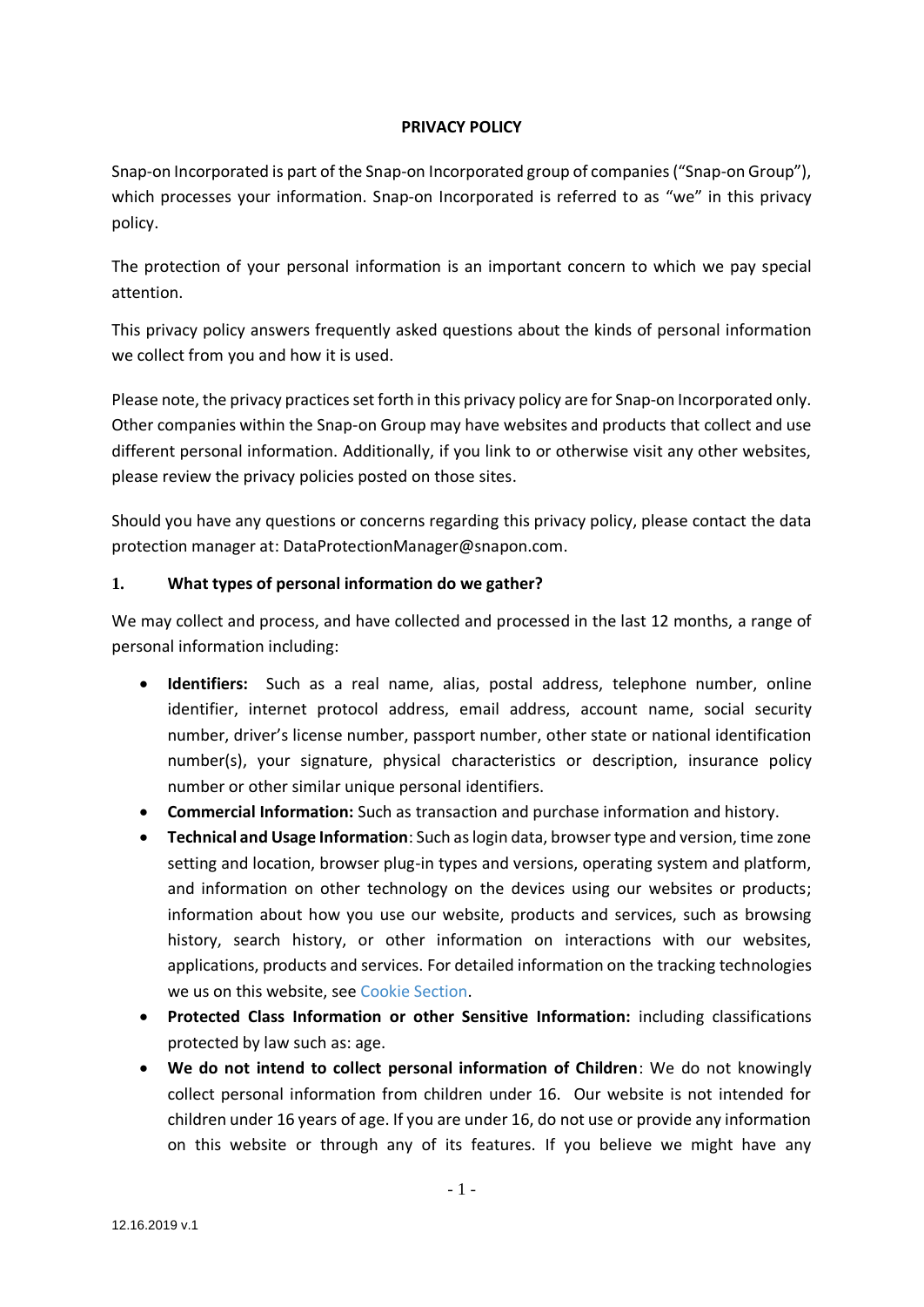# PRIVACY POLICY

Snap-on Incorporated is part of the Snap-on Incorporated group of companies ("Snap-on Group"), which processes your information. Snap-on Incorporated is referred to as "we" in this privacy policy.

The protection of your personal information is an important concern to which we pay special attention.

This privacy policy answers frequently asked questions about the kinds of personal information we collect from you and how it is used.

Please note, the privacy practices set forth in this privacy policy are for Snap-on Incorporated only. Other companies within the Snap-on Group may have websites and products that collect and use different personal information. Additionally, if you link to or otherwise visit any other websites, please review the privacy policies posted on those sites.

Should you have any questions or concerns regarding this privacy policy, please contact the data protection manager at: DataProtectionManager@snapon.com.

## 1. What types of personal information do we gather?

We may collect and process, and have collected and processed in the last 12 months, a range of personal information including:

- **Identifiers:** Such as a real name, alias, postal address, telephone number, online identifier, internet protocol address, email address, account name, social security number, driver's license number, passport number, other state or national identification number(s), your signature, physical characteristics or description, insurance policy number or other similar unique personal identifiers.
- **Commercial Information:** Such as transaction and purchase information and history.
- **Technical and Usage Information**: Such as login data, browser type and version, time zone setting and location, browser plug-in types and versions, operating system and platform, and information on other technology on the devices using our websites or products; information about how you use our website, products and services, such as browsing history, search history, or other information on interactions with our websites, applications, products and services. For detailed information on the tracking technologies we us on this website, see Cookie Section.
- **Protected Class Information or other Sensitive Information:** including classifications protected by law such as: age.
- **We do not intend to collect personal information of Children**: We do not knowingly collect personal information from children under 16. Our website is not intended for children under 16 years of age. If you are under 16, do not use or provide any information on this website or through any of its features. If you believe we might have any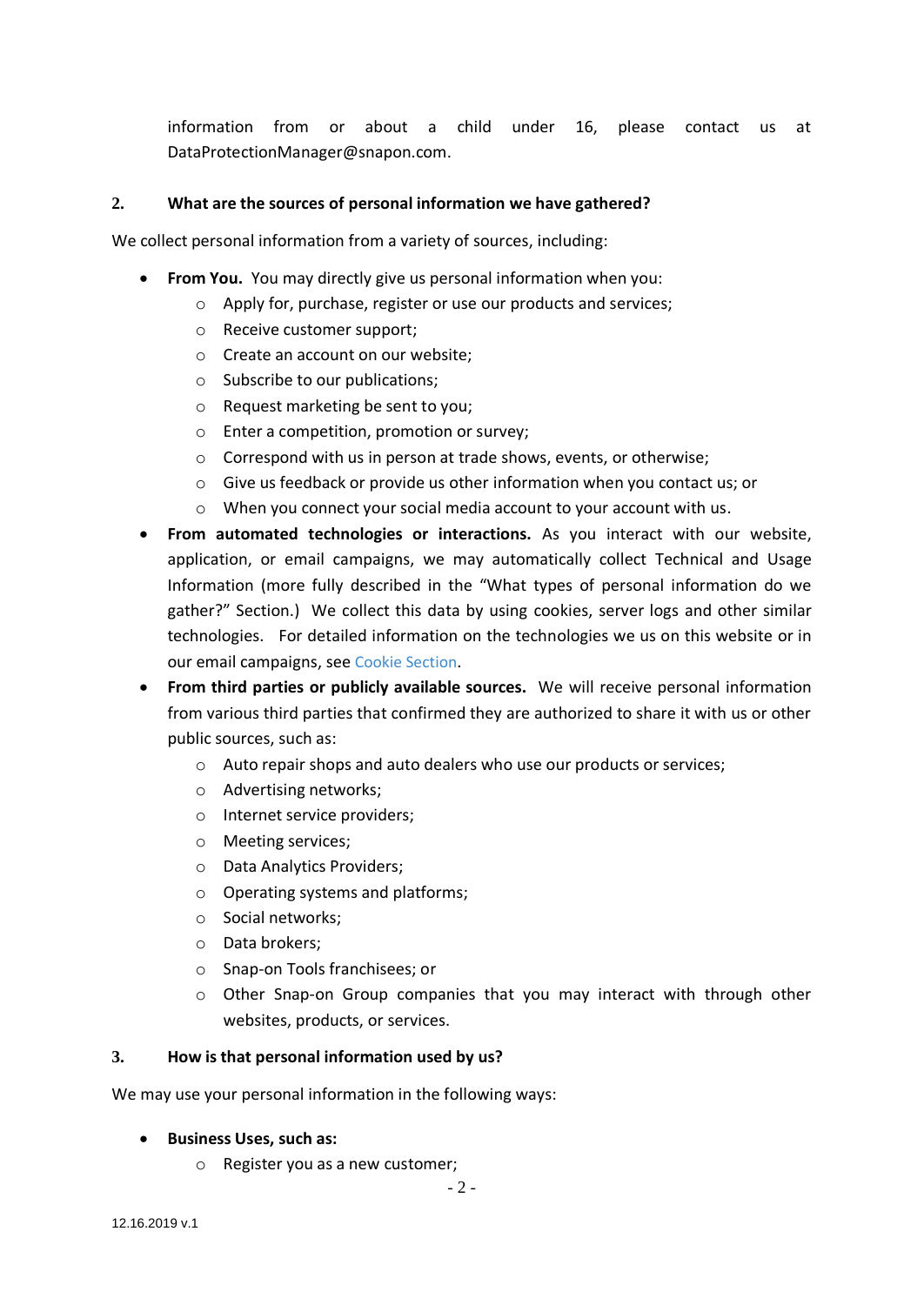information from or about a child under 16, please contact us at DataProtectionManager@snapon.com.

## 2. What are the sources of personal information we have gathered?

We collect personal information from a variety of sources, including:

- **From You.** You may directly give us personal information when you:
  - Apply for, purchase, register or use our products and services;
  - Receive customer support;
  - Create an account on our website;
  - Subscribe to our publications;
  - Request marketing be sent to you;
  - Enter a competition, promotion or survey;
  - Correspond with us in person at trade shows, events, or otherwise;
  - Give us feedback or provide us other information when you contact us; or
  - When you connect your social media account to your account with us.
- **From automated technologies or interactions.** As you interact with our website, application, or email campaigns, we may automatically collect Technical and Usage Information (more fully described in the "What types of personal information do we gather?" Section.) We collect this data by using cookies, server logs and other similar technologies. For detailed information on the technologies we us on this website or in our email campaigns, see Cookie Section.
- **From third parties or publicly available sources.** We will receive personal information from various third parties that confirmed they are authorized to share it with us or other public sources, such as:
  - Auto repair shops and auto dealers who use our products or services;
  - Advertising networks;
  - Internet service providers;
  - Meeting services;
  - Data Analytics Providers;
  - Operating systems and platforms;
  - Social networks;
  - Data brokers;
  - Snap-on Tools franchisees; or
  - Other Snap-on Group companies that you may interact with through other websites, products, or services.

## 3. How is that personal information used by us?

We may use your personal information in the following ways:

- **Business Uses, such as:**
  - Register you as a new customer;

12.16.2019 v.1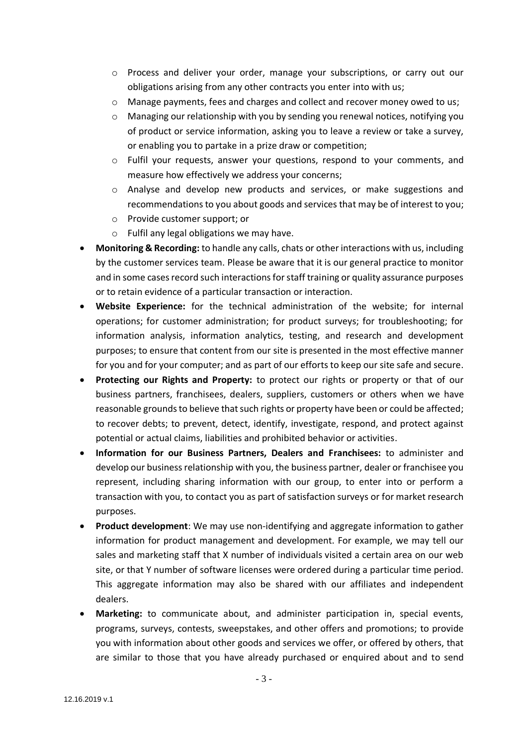- Process and deliver your order, manage your subscriptions, or carry out our obligations arising from any other contracts you enter into with us;
  - Manage payments, fees and charges and collect and recover money owed to us;
  - Managing our relationship with you by sending you renewal notices, notifying you of product or service information, asking you to leave a review or take a survey, or enabling you to partake in a prize draw or competition;
  - Fulfil your requests, answer your questions, respond to your comments, and measure how effectively we address your concerns;
  - Analyse and develop new products and services, or make suggestions and recommendations to you about goods and services that may be of interest to you;
  - Provide customer support; or
  - Fulfil any legal obligations we may have.
- **Monitoring & Recording:** to handle any calls, chats or other interactions with us, including by the customer services team. Please be aware that it is our general practice to monitor and in some cases record such interactions for staff training or quality assurance purposes or to retain evidence of a particular transaction or interaction.
- **Website Experience:** for the technical administration of the website; for internal operations; for customer administration; for product surveys; for troubleshooting; for information analysis, information analytics, testing, and research and development purposes; to ensure that content from our site is presented in the most effective manner for you and for your computer; and as part of our efforts to keep our site safe and secure.
- **Protecting our Rights and Property:** to protect our rights or property or that of our business partners, franchisees, dealers, suppliers, customers or others when we have reasonable grounds to believe that such rights or property have been or could be affected; to recover debts; to prevent, detect, identify, investigate, respond, and protect against potential or actual claims, liabilities and prohibited behavior or activities.
- **Information for our Business Partners, Dealers and Franchisees:** to administer and develop our business relationship with you, the business partner, dealer or franchisee you represent, including sharing information with our group, to enter into or perform a transaction with you, to contact you as part of satisfaction surveys or for market research purposes.
- **Product development**: We may use non-identifying and aggregate information to gather information for product management and development. For example, we may tell our sales and marketing staff that X number of individuals visited a certain area on our web site, or that Y number of software licenses were ordered during a particular time period. This aggregate information may also be shared with our affiliates and independent dealers.
- **Marketing:** to communicate about, and administer participation in, special events, programs, surveys, contests, sweepstakes, and other offers and promotions; to provide you with information about other goods and services we offer, or offered by others, that are similar to those that you have already purchased or enquired about and to send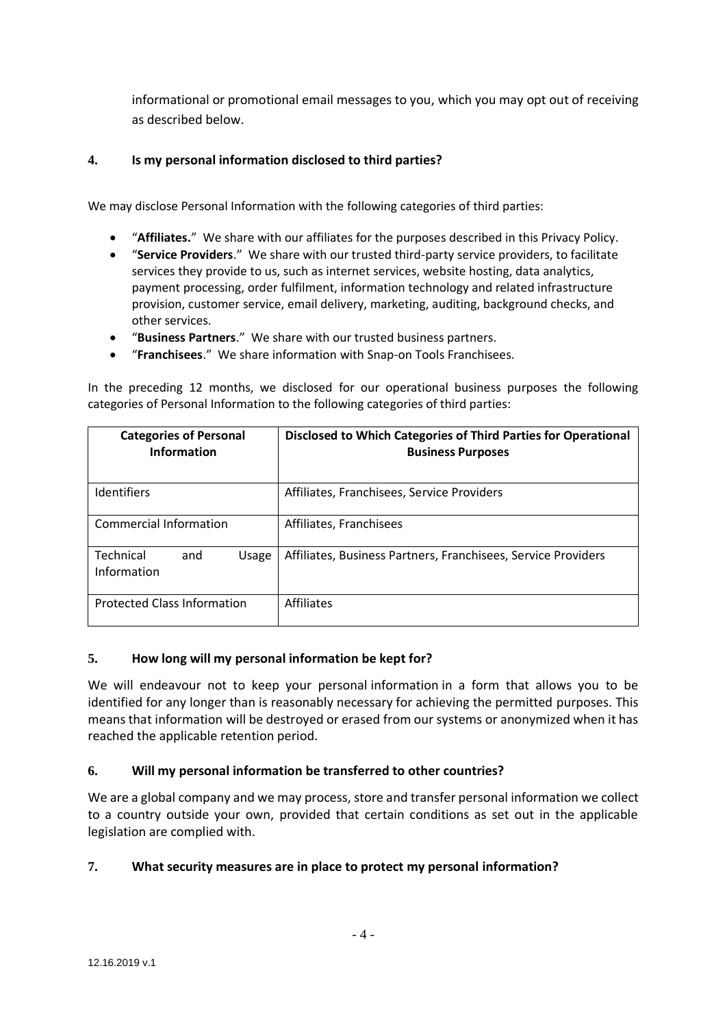informational or promotional email messages to you, which you may opt out of receiving as described below.

## 4. Is my personal information disclosed to third parties?

We may disclose Personal Information with the following categories of third parties:

- "**Affiliates.**" We share with our affiliates for the purposes described in this Privacy Policy.
- "**Service Providers**." We share with our trusted third-party service providers, to facilitate services they provide to us, such as internet services, website hosting, data analytics, payment processing, order fulfilment, information technology and related infrastructure provision, customer service, email delivery, marketing, auditing, background checks, and other services.
- "**Business Partners**." We share with our trusted business partners.
- "**Franchisees**." We share information with Snap-on Tools Franchisees.

In the preceding 12 months, we disclosed for our operational business purposes the following categories of Personal Information to the following categories of third parties:

| Categories of Personal Information | Disclosed to Which Categories of Third Parties for Operational Business Purposes |
|---|---|
| Identifiers | Affiliates, Franchisees, Service Providers |
| Commercial Information | Affiliates, Franchisees |
| Technical and Usage Information | Affiliates, Business Partners, Franchisees, Service Providers |
| Protected Class Information | Affiliates |

## 5. How long will my personal information be kept for?

We will endeavour not to keep your personal information in a form that allows you to be identified for any longer than is reasonably necessary for achieving the permitted purposes. This means that information will be destroyed or erased from our systems or anonymized when it has reached the applicable retention period.

## 6. Will my personal information be transferred to other countries?

We are a global company and we may process, store and transfer personal information we collect to a country outside your own, provided that certain conditions as set out in the applicable legislation are complied with.

## 7. What security measures are in place to protect my personal information?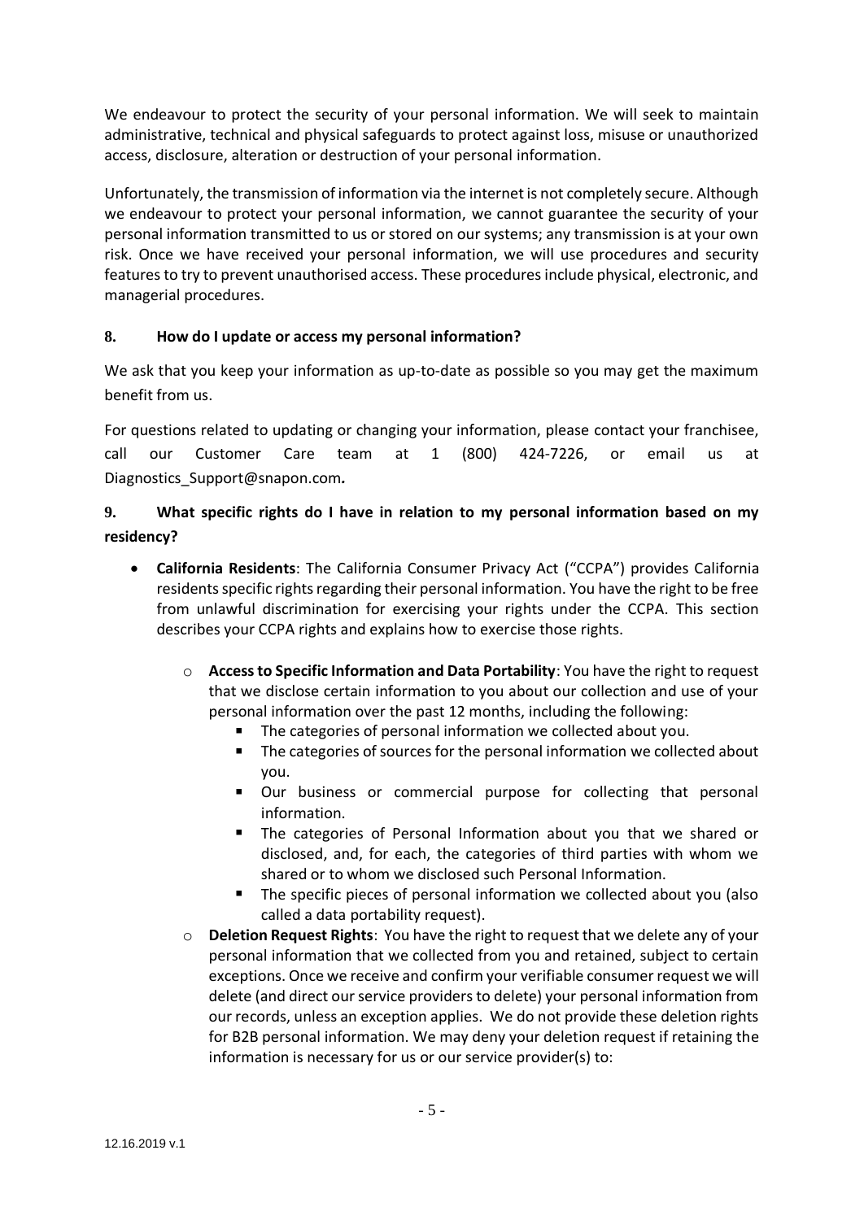We endeavour to protect the security of your personal information. We will seek to maintain administrative, technical and physical safeguards to protect against loss, misuse or unauthorized access, disclosure, alteration or destruction of your personal information.

Unfortunately, the transmission of information via the internet is not completely secure. Although we endeavour to protect your personal information, we cannot guarantee the security of your personal information transmitted to us or stored on our systems; any transmission is at your own risk. Once we have received your personal information, we will use procedures and security features to try to prevent unauthorised access. These procedures include physical, electronic, and managerial procedures.

## 8. How do I update or access my personal information?

We ask that you keep your information as up-to-date as possible so you may get the maximum benefit from us.

For questions related to updating or changing your information, please contact your franchisee, call our Customer Care team at 1 (800) 424-7226, or email us at Diagnostics_Support@snapon.com*.*

## 9. What specific rights do I have in relation to my personal information based on my residency?

- **California Residents**: The California Consumer Privacy Act ("CCPA") provides California residents specific rights regarding their personal information. You have the right to be free from unlawful discrimination for exercising your rights under the CCPA. This section describes your CCPA rights and explains how to exercise those rights.
  - **Access to Specific Information and Data Portability**: You have the right to request that we disclose certain information to you about our collection and use of your personal information over the past 12 months, including the following:
    - The categories of personal information we collected about you.
    - The categories of sources for the personal information we collected about you.
    - Our business or commercial purpose for collecting that personal information.
    - The categories of Personal Information about you that we shared or disclosed, and, for each, the categories of third parties with whom we shared or to whom we disclosed such Personal Information.
    - The specific pieces of personal information we collected about you (also called a data portability request).
  - **Deletion Request Rights**: You have the right to request that we delete any of your personal information that we collected from you and retained, subject to certain exceptions. Once we receive and confirm your verifiable consumer request we will delete (and direct our service providers to delete) your personal information from our records, unless an exception applies. We do not provide these deletion rights for B2B personal information. We may deny your deletion request if retaining the information is necessary for us or our service provider(s) to: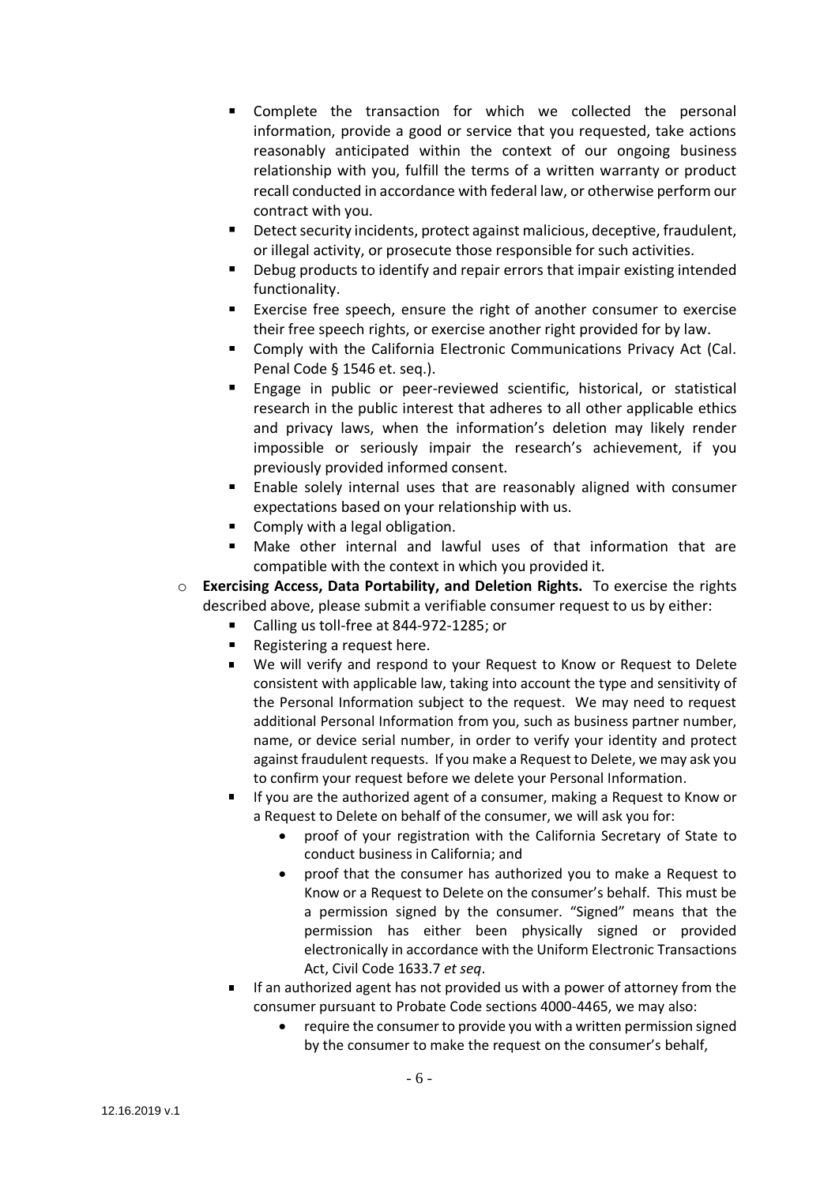- Complete the transaction for which we collected the personal information, provide a good or service that you requested, take actions reasonably anticipated within the context of our ongoing business relationship with you, fulfill the terms of a written warranty or product recall conducted in accordance with federal law, or otherwise perform our contract with you.
    - Detect security incidents, protect against malicious, deceptive, fraudulent, or illegal activity, or prosecute those responsible for such activities.
    - Debug products to identify and repair errors that impair existing intended functionality.
    - Exercise free speech, ensure the right of another consumer to exercise their free speech rights, or exercise another right provided for by law.
    - Comply with the California Electronic Communications Privacy Act (Cal. Penal Code § 1546 et. seq.).
    - Engage in public or peer-reviewed scientific, historical, or statistical research in the public interest that adheres to all other applicable ethics and privacy laws, when the information's deletion may likely render impossible or seriously impair the research's achievement, if you previously provided informed consent.
    - Enable solely internal uses that are reasonably aligned with consumer expectations based on your relationship with us.
    - Comply with a legal obligation.
    - Make other internal and lawful uses of that information that are compatible with the context in which you provided it.
  - **Exercising Access, Data Portability, and Deletion Rights.** To exercise the rights described above, please submit a verifiable consumer request to us by either:
    - Calling us toll-free at 844-972-1285; or
    - Registering a request here.
    - We will verify and respond to your Request to Know or Request to Delete consistent with applicable law, taking into account the type and sensitivity of the Personal Information subject to the request. We may need to request additional Personal Information from you, such as business partner number, name, or device serial number, in order to verify your identity and protect against fraudulent requests. If you make a Request to Delete, we may ask you to confirm your request before we delete your Personal Information.
    - If you are the authorized agent of a consumer, making a Request to Know or a Request to Delete on behalf of the consumer, we will ask you for:
      - proof of your registration with the California Secretary of State to conduct business in California; and
      - proof that the consumer has authorized you to make a Request to Know or a Request to Delete on the consumer's behalf. This must be a permission signed by the consumer. "Signed" means that the permission has either been physically signed or provided electronically in accordance with the Uniform Electronic Transactions Act, Civil Code 1633.7 *et seq*.
    - If an authorized agent has not provided us with a power of attorney from the consumer pursuant to Probate Code sections 4000-4465, we may also:
      - require the consumer to provide you with a written permission signed by the consumer to make the request on the consumer's behalf,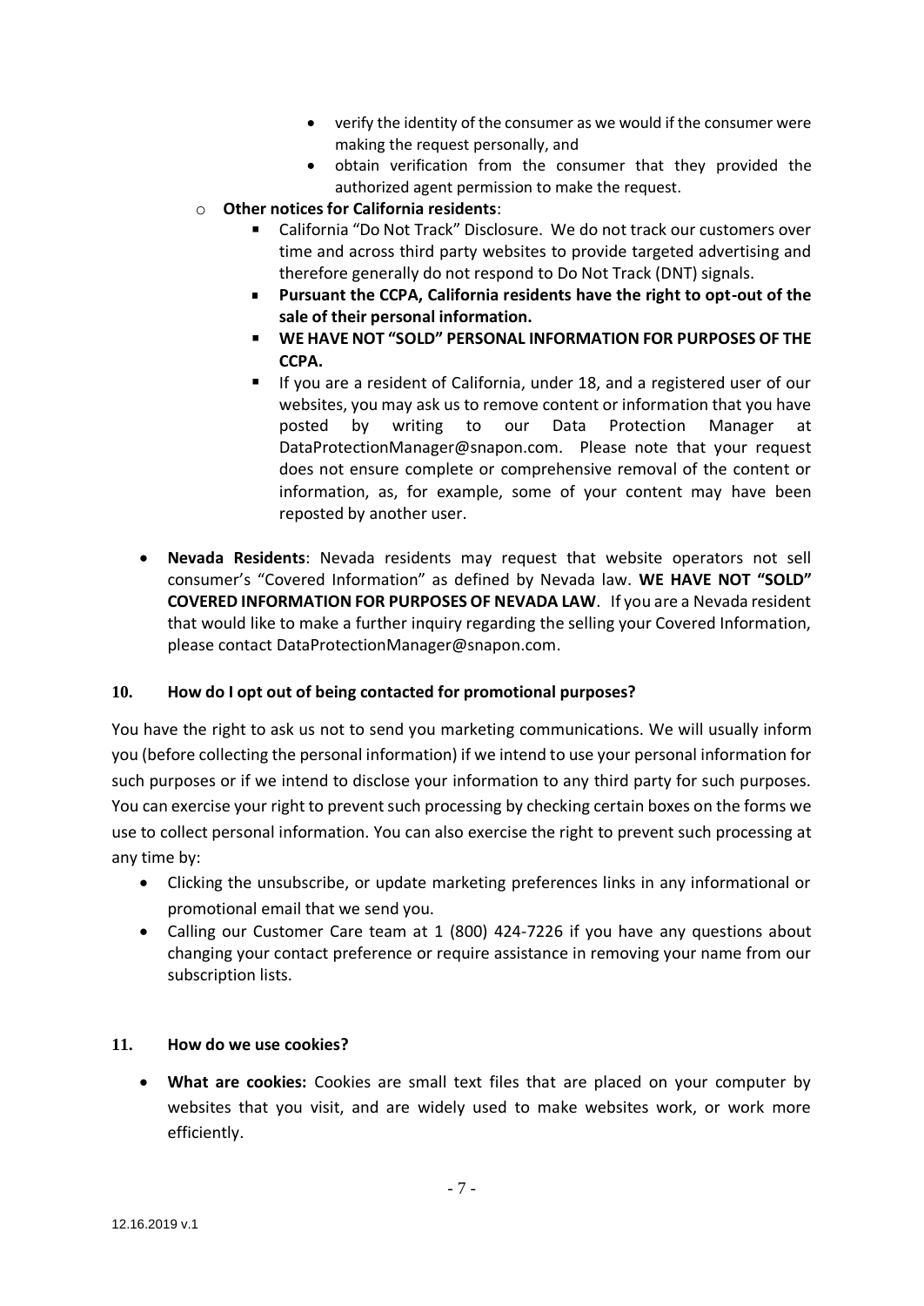- verify the identity of the consumer as we would if the consumer were making the request personally, and
        - obtain verification from the consumer that they provided the authorized agent permission to make the request.
    - **Other notices for California residents**:
        - California "Do Not Track" Disclosure. We do not track our customers over time and across third party websites to provide targeted advertising and therefore generally do not respond to Do Not Track (DNT) signals.
        - **Pursuant the CCPA, California residents have the right to opt-out of the sale of their personal information.**
        - **WE HAVE NOT "SOLD" PERSONAL INFORMATION FOR PURPOSES OF THE CCPA.**
        - If you are a resident of California, under 18, and a registered user of our websites, you may ask us to remove content or information that you have posted by writing to our Data Protection Manager at DataProtectionManager@snapon.com. Please note that your request does not ensure complete or comprehensive removal of the content or information, as, for example, some of your content may have been reposted by another user.

- **Nevada Residents**: Nevada residents may request that website operators not sell consumer's "Covered Information" as defined by Nevada law. **WE HAVE NOT "SOLD" COVERED INFORMATION FOR PURPOSES OF NEVADA LAW**. If you are a Nevada resident that would like to make a further inquiry regarding the selling your Covered Information, please contact DataProtectionManager@snapon.com.

## 10. How do I opt out of being contacted for promotional purposes?

You have the right to ask us not to send you marketing communications. We will usually inform you (before collecting the personal information) if we intend to use your personal information for such purposes or if we intend to disclose your information to any third party for such purposes. You can exercise your right to prevent such processing by checking certain boxes on the forms we use to collect personal information. You can also exercise the right to prevent such processing at any time by:

- Clicking the unsubscribe, or update marketing preferences links in any informational or promotional email that we send you.
- Calling our Customer Care team at 1 (800) 424-7226 if you have any questions about changing your contact preference or require assistance in removing your name from our subscription lists.

## 11. How do we use cookies?

- **What are cookies:** Cookies are small text files that are placed on your computer by websites that you visit, and are widely used to make websites work, or work more efficiently.

12.16.2019 v.1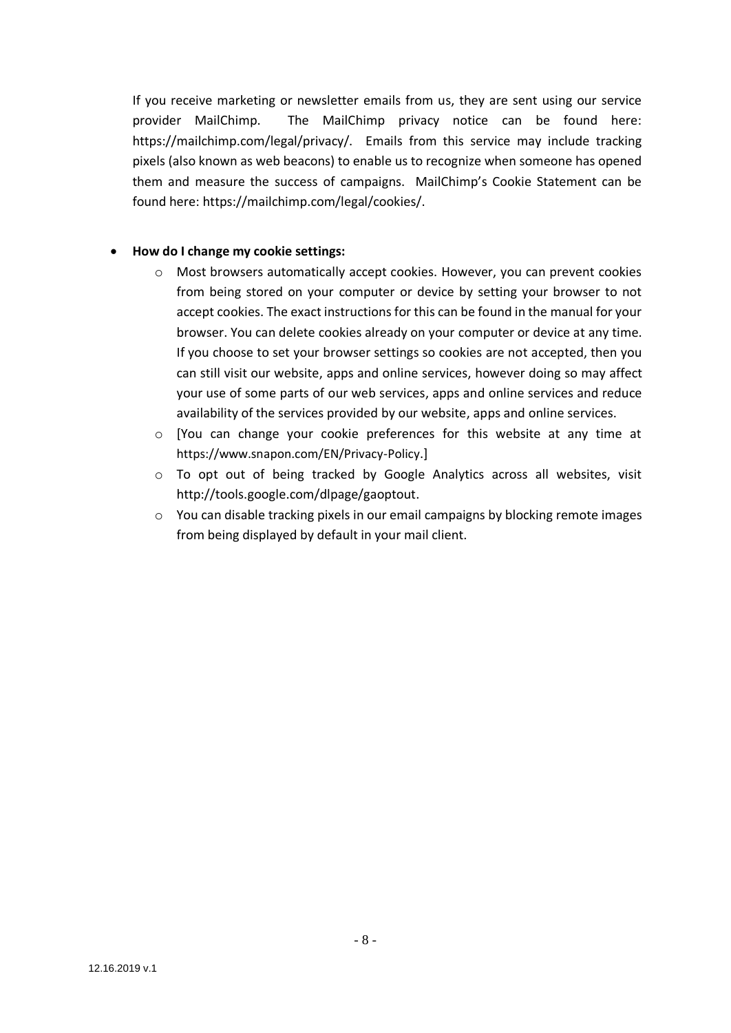If you receive marketing or newsletter emails from us, they are sent using our service provider MailChimp. The MailChimp privacy notice can be found here: https://mailchimp.com/legal/privacy/. Emails from this service may include tracking pixels (also known as web beacons) to enable us to recognize when someone has opened them and measure the success of campaigns. MailChimp's Cookie Statement can be found here: https://mailchimp.com/legal/cookies/.

- **How do I change my cookie settings:**
  - Most browsers automatically accept cookies. However, you can prevent cookies from being stored on your computer or device by setting your browser to not accept cookies. The exact instructions for this can be found in the manual for your browser. You can delete cookies already on your computer or device at any time. If you choose to set your browser settings so cookies are not accepted, then you can still visit our website, apps and online services, however doing so may affect your use of some parts of our web services, apps and online services and reduce availability of the services provided by our website, apps and online services.
  - [You can change your cookie preferences for this website at any time at https://www.snapon.com/EN/Privacy-Policy.]
  - To opt out of being tracked by Google Analytics across all websites, visit http://tools.google.com/dlpage/gaoptout.
  - You can disable tracking pixels in our email campaigns by blocking remote images from being displayed by default in your mail client.

12.16.2019 v.1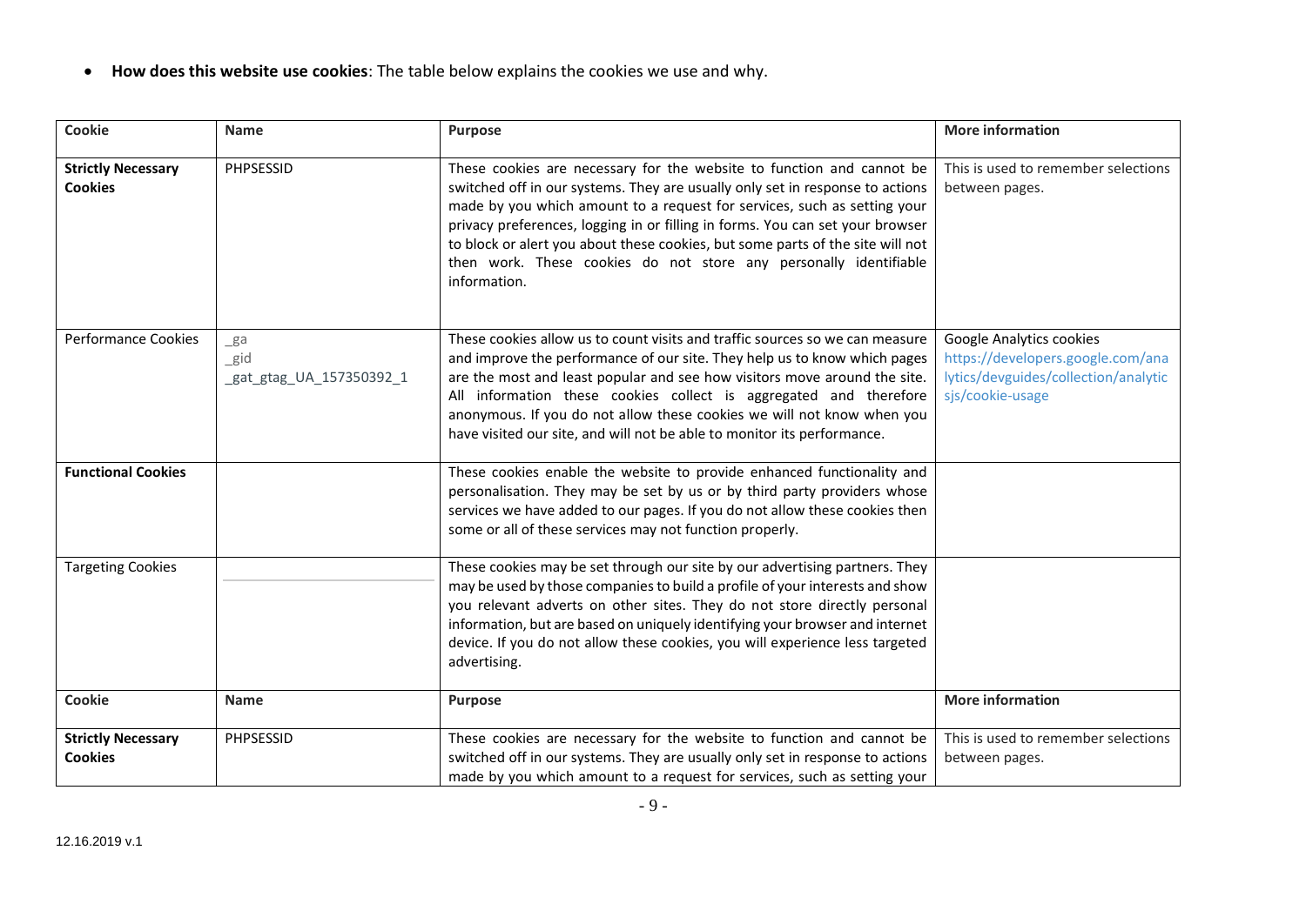- **How does this website use cookies**: The table below explains the cookies we use and why.

| Cookie | Name | Purpose | More information |
|---|---|---|---|
| **Strictly Necessary Cookies** | PHPSESSID | These cookies are necessary for the website to function and cannot be switched off in our systems. They are usually only set in response to actions made by you which amount to a request for services, such as setting your privacy preferences, logging in or filling in forms. You can set your browser to block or alert you about these cookies, but some parts of the site will not then work. These cookies do not store any personally identifiable information. | This is used to remember selections between pages. |
| Performance Cookies | _ga<br>_gid<br>_gat_gtag_UA_157350392_1 | These cookies allow us to count visits and traffic sources so we can measure and improve the performance of our site. They help us to know which pages are the most and least popular and see how visitors move around the site. All information these cookies collect is aggregated and therefore anonymous. If you do not allow these cookies we will not know when you have visited our site, and will not be able to monitor its performance. | Google Analytics cookies https://developers.google.com/analytics/devguides/collection/analyticsjs/cookie-usage |
| **Functional Cookies** | | These cookies enable the website to provide enhanced functionality and personalisation. They may be set by us or by third party providers whose services we have added to our pages. If you do not allow these cookies then some or all of these services may not function properly. | |
| Targeting Cookies | | These cookies may be set through our site by our advertising partners. They may be used by those companies to build a profile of your interests and show you relevant adverts on other sites. They do not store directly personal information, but are based on uniquely identifying your browser and internet device. If you do not allow these cookies, you will experience less targeted advertising. | |

| Cookie | Name | Purpose | More information |
|---|---|---|---|
| **Strictly Necessary Cookies** | PHPSESSID | These cookies are necessary for the website to function and cannot be switched off in our systems. They are usually only set in response to actions made by you which amount to a request for services, such as setting your | This is used to remember selections between pages. |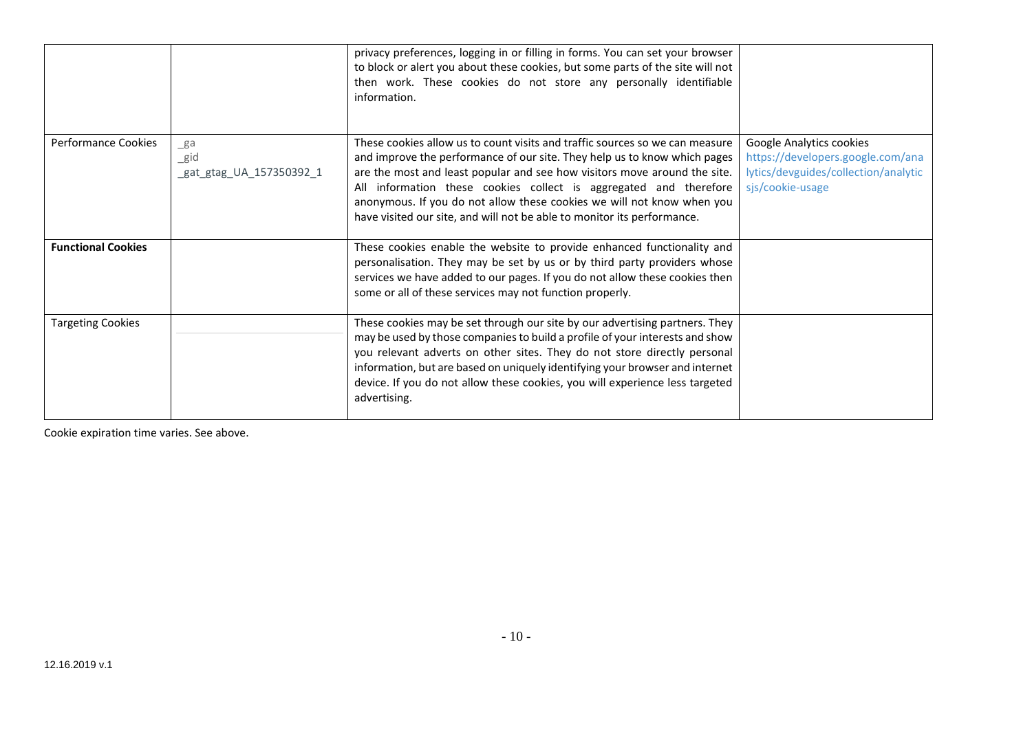| | | | |
|---|---|---|---|
| | | privacy preferences, logging in or filling in forms. You can set your browser to block or alert you about these cookies, but some parts of the site will not then work. These cookies do not store any personally identifiable information. | |
| Performance Cookies | _ga<br>_gid<br>_gat_gtag_UA_157350392_1 | These cookies allow us to count visits and traffic sources so we can measure and improve the performance of our site. They help us to know which pages are the most and least popular and see how visitors move around the site. All information these cookies collect is aggregated and therefore anonymous. If you do not allow these cookies we will not know when you have visited our site, and will not be able to monitor its performance. | Google Analytics cookies https://developers.google.com/analytics/devguides/collection/analyticsjs/cookie-usage |
| **Functional Cookies** | | These cookies enable the website to provide enhanced functionality and personalisation. They may be set by us or by third party providers whose services we have added to our pages. If you do not allow these cookies then some or all of these services may not function properly. | |
| Targeting Cookies | | These cookies may be set through our site by our advertising partners. They may be used by those companies to build a profile of your interests and show you relevant adverts on other sites. They do not store directly personal information, but are based on uniquely identifying your browser and internet device. If you do not allow these cookies, you will experience less targeted advertising. | |

Cookie expiration time varies. See above.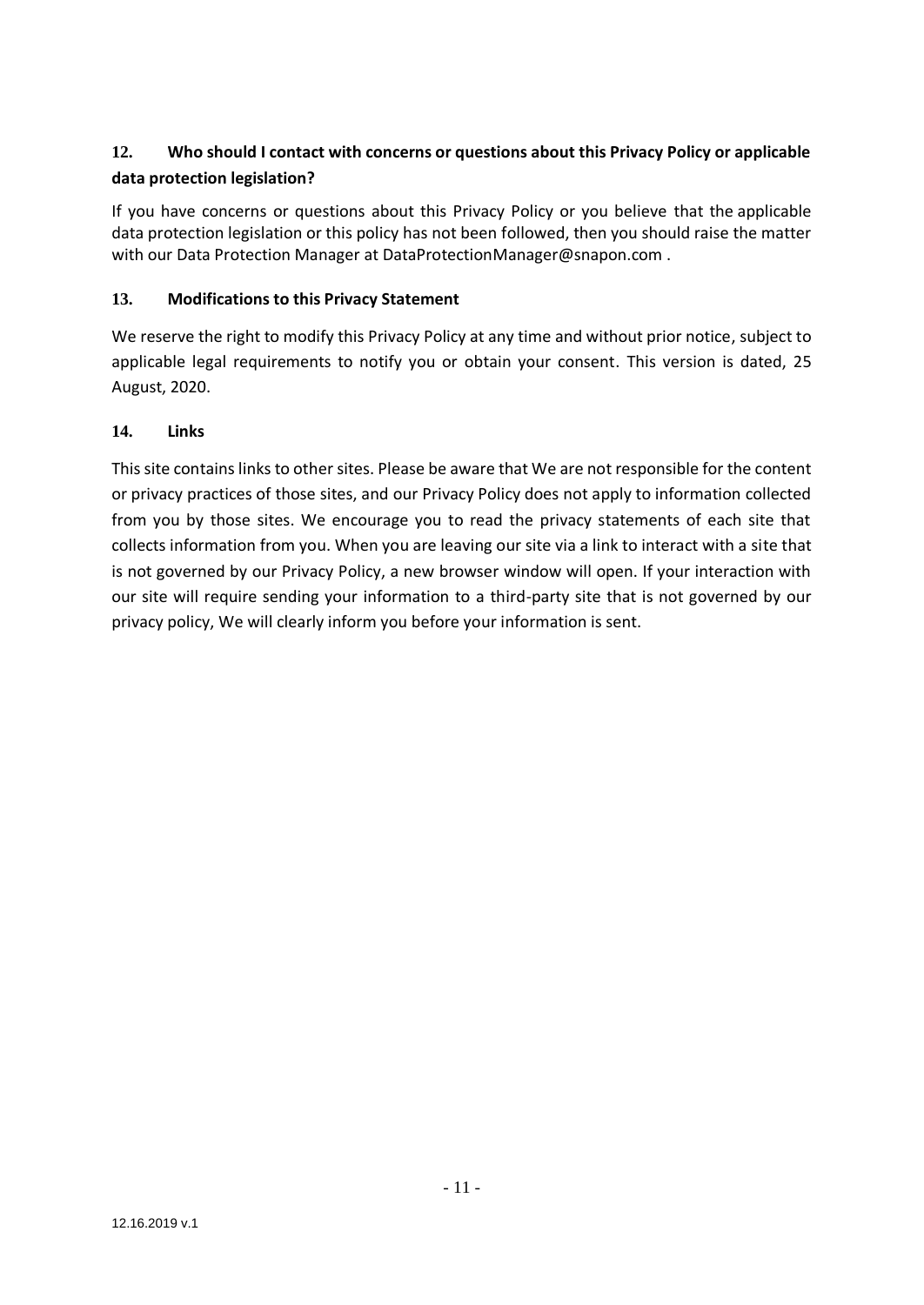## 12. Who should I contact with concerns or questions about this Privacy Policy or applicable data protection legislation?

If you have concerns or questions about this Privacy Policy or you believe that the applicable data protection legislation or this policy has not been followed, then you should raise the matter with our Data Protection Manager at DataProtectionManager@snapon.com .

## 13. Modifications to this Privacy Statement

We reserve the right to modify this Privacy Policy at any time and without prior notice, subject to applicable legal requirements to notify you or obtain your consent. This version is dated, 25 August, 2020.

## 14. Links

This site contains links to other sites. Please be aware that We are not responsible for the content or privacy practices of those sites, and our Privacy Policy does not apply to information collected from you by those sites. We encourage you to read the privacy statements of each site that collects information from you. When you are leaving our site via a link to interact with a site that is not governed by our Privacy Policy, a new browser window will open. If your interaction with our site will require sending your information to a third-party site that is not governed by our privacy policy, We will clearly inform you before your information is sent.